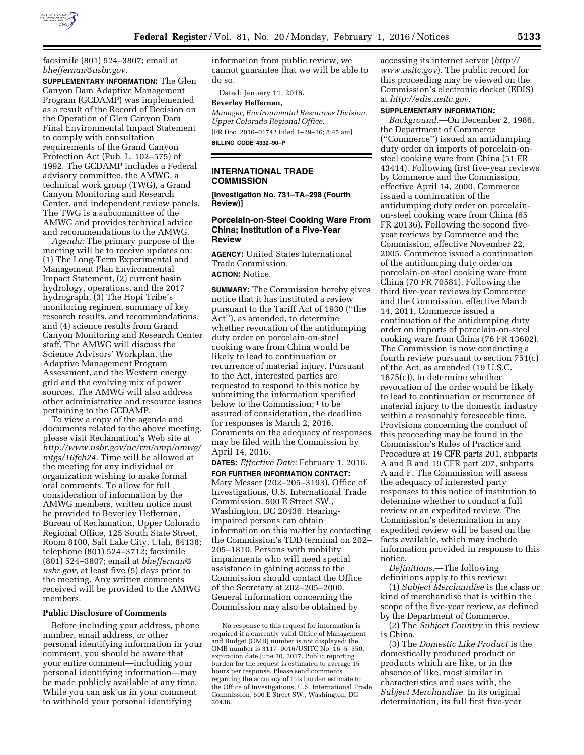facsimile (801) 524–3807; email at *bheffernan@usbr.gov.*

**SUPPLEMENTARY INFORMATION:** The Glen Canyon Dam Adaptive Management Program (GCDAMP) was implemented as a result of the Record of Decision on the Operation of Glen Canyon Dam Final Environmental Impact Statement to comply with consultation requirements of the Grand Canyon Protection Act (Pub. L. 102–575) of 1992. The GCDAMP includes a Federal advisory committee, the AMWG, a technical work group (TWG), a Grand Canyon Monitoring and Research Center, and independent review panels. The TWG is a subcommittee of the AMWG and provides technical advice and recommendations to the AMWG.

*Agenda:* The primary purpose of the meeting will be to receive updates on: (1) The Long-Term Experimental and Management Plan Environmental Impact Statement, (2) current basin hydrology, operations, and the 2017 hydrograph, (3) The Hopi Tribe's monitoring regimen, summary of key research results, and recommendations, and (4) science results from Grand Canyon Monitoring and Research Center staff. The AMWG will discuss the Science Advisors' Workplan, the Adaptive Management Program Assessment, and the Western energy grid and the evolving mix of power sources. The AMWG will also address other administrative and resource issues pertaining to the GCDAMP.

To view a copy of the agenda and documents related to the above meeting, please visit Reclamation's Web site at *http://www.usbr.gov/uc/rm/amp/amwg/mtgs/16feb24.* Time will be allowed at the meeting for any individual or organization wishing to make formal oral comments. To allow for full consideration of information by the AMWG members, written notice must be provided to Beverley Heffernan, Bureau of Reclamation, Upper Colorado Regional Office, 125 South State Street, Room 8100, Salt Lake City, Utah, 84138; telephone (801) 524–3712; facsimile (801) 524–3807; email at *bheffernan@usbr.gov,* at least five (5) days prior to the meeting. Any written comments received will be provided to the AMWG members.

**Public Disclosure of Comments**

Before including your address, phone number, email address, or other personal identifying information in your comment, you should be aware that your entire comment—including your personal identifying information—may be made publicly available at any time. While you can ask us in your comment to withhold your personal identifying information from public review, we cannot guarantee that we will be able to do so.

Dated: January 11, 2016.

**Beverley Heffernan,**

*Manager, Environmental Resources Division, Upper Colorado Regional Office.*

[FR Doc. 2016–01742 Filed 1–29–16; 8:45 am]

**BILLING CODE 4332–90–P**

## INTERNATIONAL TRADE COMMISSION

**[Investigation No. 731–TA–298 (Fourth Review)]**

## Porcelain-on-Steel Cooking Ware From China; Institution of a Five-Year Review

**AGENCY:** United States International Trade Commission.

**ACTION:** Notice.

**SUMMARY:** The Commission hereby gives notice that it has instituted a review pursuant to the Tariff Act of 1930 (''the Act''), as amended, to determine whether revocation of the antidumping duty order on porcelain-on-steel cooking ware from China would be likely to lead to continuation or recurrence of material injury. Pursuant to the Act, interested parties are requested to respond to this notice by submitting the information specified below to the Commission;[1] to be assured of consideration, the deadline for responses is March 2, 2016. Comments on the adequacy of responses may be filed with the Commission by April 14, 2016.

**DATES:** *Effective Date:* February 1, 2016.

**FOR FURTHER INFORMATION CONTACT:** Mary Messer (202–205–3193), Office of Investigations, U.S. International Trade Commission, 500 E Street SW., Washington, DC 20436. Hearing-impaired persons can obtain information on this matter by contacting the Commission's TDD terminal on 202–205–1810. Persons with mobility impairments who will need special assistance in gaining access to the Commission should contact the Office of the Secretary at 202–205–2000. General information concerning the Commission may also be obtained by accessing its internet server (*http://www.usitc.gov*). The public record for this proceeding may be viewed on the Commission's electronic docket (EDIS) at *http://edis.usitc.gov.*

**SUPPLEMENTARY INFORMATION:**

*Background.*—On December 2, 1986, the Department of Commerce (''Commerce'') issued an antidumping duty order on imports of porcelain-on-steel cooking ware from China (51 FR 43414). Following first five-year reviews by Commerce and the Commission, effective April 14, 2000, Commerce issued a continuation of the antidumping duty order on porcelain-on-steel cooking ware from China (65 FR 20136). Following the second five-year reviews by Commerce and the Commission, effective November 22, 2005, Commerce issued a continuation of the antidumping duty order on porcelain-on-steel cooking ware from China (70 FR 70581). Following the third five-year reviews by Commerce and the Commission, effective March 14, 2011, Commerce issued a continuation of the antidumping duty order on imports of porcelain-on-steel cooking ware from China (76 FR 13602). The Commission is now conducting a fourth review pursuant to section 751(c) of the Act, as amended (19 U.S.C. 1675(c)), to determine whether revocation of the order would be likely to lead to continuation or recurrence of material injury to the domestic industry within a reasonably foreseeable time. Provisions concerning the conduct of this proceeding may be found in the Commission's Rules of Practice and Procedure at 19 CFR parts 201, subparts A and B and 19 CFR part 207, subparts A and F. The Commission will assess the adequacy of interested party responses to this notice of institution to determine whether to conduct a full review or an expedited review. The Commission's determination in any expedited review will be based on the facts available, which may include information provided in response to this notice.

*Definitions.*—The following definitions apply to this review:

(1) *Subject Merchandise* is the class or kind of merchandise that is within the scope of the five-year review, as defined by the Department of Commerce.

(2) The *Subject Country* in this review is China.

(3) The *Domestic Like Product* is the domestically produced product or products which are like, or in the absence of like, most similar in characteristics and uses with, the *Subject Merchandise.* In its original determination, its full first five-year

[1] No response to this request for information is required if a currently valid Office of Management and Budget (OMB) number is not displayed; the OMB number is 3117–0016/USITC No. 16–5–350, expiration date June 30, 2017. Public reporting burden for the request is estimated to average 15 hours per response. Please send comments regarding the accuracy of this burden estimate to the Office of Investigations, U.S. International Trade Commission, 500 E Street SW., Washington, DC 20436.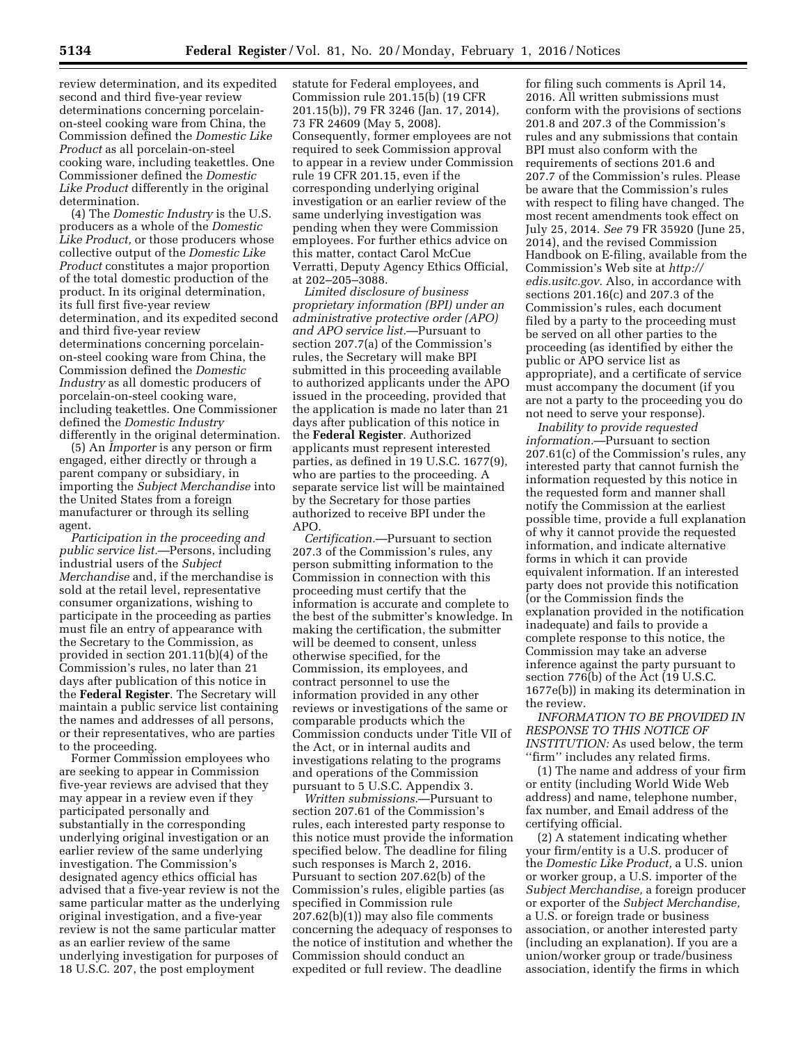review determination, and its expedited second and third five-year review determinations concerning porcelain-on-steel cooking ware from China, the Commission defined the *Domestic Like Product* as all porcelain-on-steel cooking ware, including teakettles. One Commissioner defined the *Domestic Like Product* differently in the original determination.

(4) The *Domestic Industry* is the U.S. producers as a whole of the *Domestic Like Product,* or those producers whose collective output of the *Domestic Like Product* constitutes a major proportion of the total domestic production of the product. In its original determination, its full first five-year review determination, and its expedited second and third five-year review determinations concerning porcelain-on-steel cooking ware from China, the Commission defined the *Domestic Industry* as all domestic producers of porcelain-on-steel cooking ware, including teakettles. One Commissioner defined the *Domestic Industry* differently in the original determination.

(5) An *Importer* is any person or firm engaged, either directly or through a parent company or subsidiary, in importing the *Subject Merchandise* into the United States from a foreign manufacturer or through its selling agent.

*Participation in the proceeding and public service list.*—Persons, including industrial users of the *Subject Merchandise* and, if the merchandise is sold at the retail level, representative consumer organizations, wishing to participate in the proceeding as parties must file an entry of appearance with the Secretary to the Commission, as provided in section 201.11(b)(4) of the Commission's rules, no later than 21 days after publication of this notice in the **Federal Register**. The Secretary will maintain a public service list containing the names and addresses of all persons, or their representatives, who are parties to the proceeding.

Former Commission employees who are seeking to appear in Commission five-year reviews are advised that they may appear in a review even if they participated personally and substantially in the corresponding underlying original investigation or an earlier review of the same underlying investigation. The Commission's designated agency ethics official has advised that a five-year review is not the same particular matter as the underlying original investigation, and a five-year review is not the same particular matter as an earlier review of the same underlying investigation for purposes of 18 U.S.C. 207, the post employment statute for Federal employees, and Commission rule 201.15(b) (19 CFR 201.15(b)), 79 FR 3246 (Jan. 17, 2014), 73 FR 24609 (May 5, 2008). Consequently, former employees are not required to seek Commission approval to appear in a review under Commission rule 19 CFR 201.15, even if the corresponding underlying original investigation or an earlier review of the same underlying investigation was pending when they were Commission employees. For further ethics advice on this matter, contact Carol McCue Verratti, Deputy Agency Ethics Official, at 202–205–3088.

*Limited disclosure of business proprietary information (BPI) under an administrative protective order (APO) and APO service list.*—Pursuant to section 207.7(a) of the Commission's rules, the Secretary will make BPI submitted in this proceeding available to authorized applicants under the APO issued in the proceeding, provided that the application is made no later than 21 days after publication of this notice in the **Federal Register**. Authorized applicants must represent interested parties, as defined in 19 U.S.C. 1677(9), who are parties to the proceeding. A separate service list will be maintained by the Secretary for those parties authorized to receive BPI under the APO.

*Certification.*—Pursuant to section 207.3 of the Commission's rules, any person submitting information to the Commission in connection with this proceeding must certify that the information is accurate and complete to the best of the submitter's knowledge. In making the certification, the submitter will be deemed to consent, unless otherwise specified, for the Commission, its employees, and contract personnel to use the information provided in any other reviews or investigations of the same or comparable products which the Commission conducts under Title VII of the Act, or in internal audits and investigations relating to the programs and operations of the Commission pursuant to 5 U.S.C. Appendix 3.

*Written submissions.*—Pursuant to section 207.61 of the Commission's rules, each interested party response to this notice must provide the information specified below. The deadline for filing such responses is March 2, 2016. Pursuant to section 207.62(b) of the Commission's rules, eligible parties (as specified in Commission rule 207.62(b)(1)) may also file comments concerning the adequacy of responses to the notice of institution and whether the Commission should conduct an expedited or full review. The deadline for filing such comments is April 14, 2016. All written submissions must conform with the provisions of sections 201.8 and 207.3 of the Commission's rules and any submissions that contain BPI must also conform with the requirements of sections 201.6 and 207.7 of the Commission's rules. Please be aware that the Commission's rules with respect to filing have changed. The most recent amendments took effect on July 25, 2014. *See* 79 FR 35920 (June 25, 2014), and the revised Commission Handbook on E-filing, available from the Commission's Web site at *http://edis.usitc.gov.* Also, in accordance with sections 201.16(c) and 207.3 of the Commission's rules, each document filed by a party to the proceeding must be served on all other parties to the proceeding (as identified by either the public or APO service list as appropriate), and a certificate of service must accompany the document (if you are not a party to the proceeding you do not need to serve your response).

*Inability to provide requested information.*—Pursuant to section 207.61(c) of the Commission's rules, any interested party that cannot furnish the information requested by this notice in the requested form and manner shall notify the Commission at the earliest possible time, provide a full explanation of why it cannot provide the requested information, and indicate alternative forms in which it can provide equivalent information. If an interested party does not provide this notification (or the Commission finds the explanation provided in the notification inadequate) and fails to provide a complete response to this notice, the Commission may take an adverse inference against the party pursuant to section 776(b) of the Act (19 U.S.C. 1677e(b)) in making its determination in the review.

*INFORMATION TO BE PROVIDED IN RESPONSE TO THIS NOTICE OF INSTITUTION:* As used below, the term "firm" includes any related firms.

(1) The name and address of your firm or entity (including World Wide Web address) and name, telephone number, fax number, and Email address of the certifying official.

(2) A statement indicating whether your firm/entity is a U.S. producer of the *Domestic Like Product,* a U.S. union or worker group, a U.S. importer of the *Subject Merchandise,* a foreign producer or exporter of the *Subject Merchandise,* a U.S. or foreign trade or business association, or another interested party (including an explanation). If you are a union/worker group or trade/business association, identify the firms in which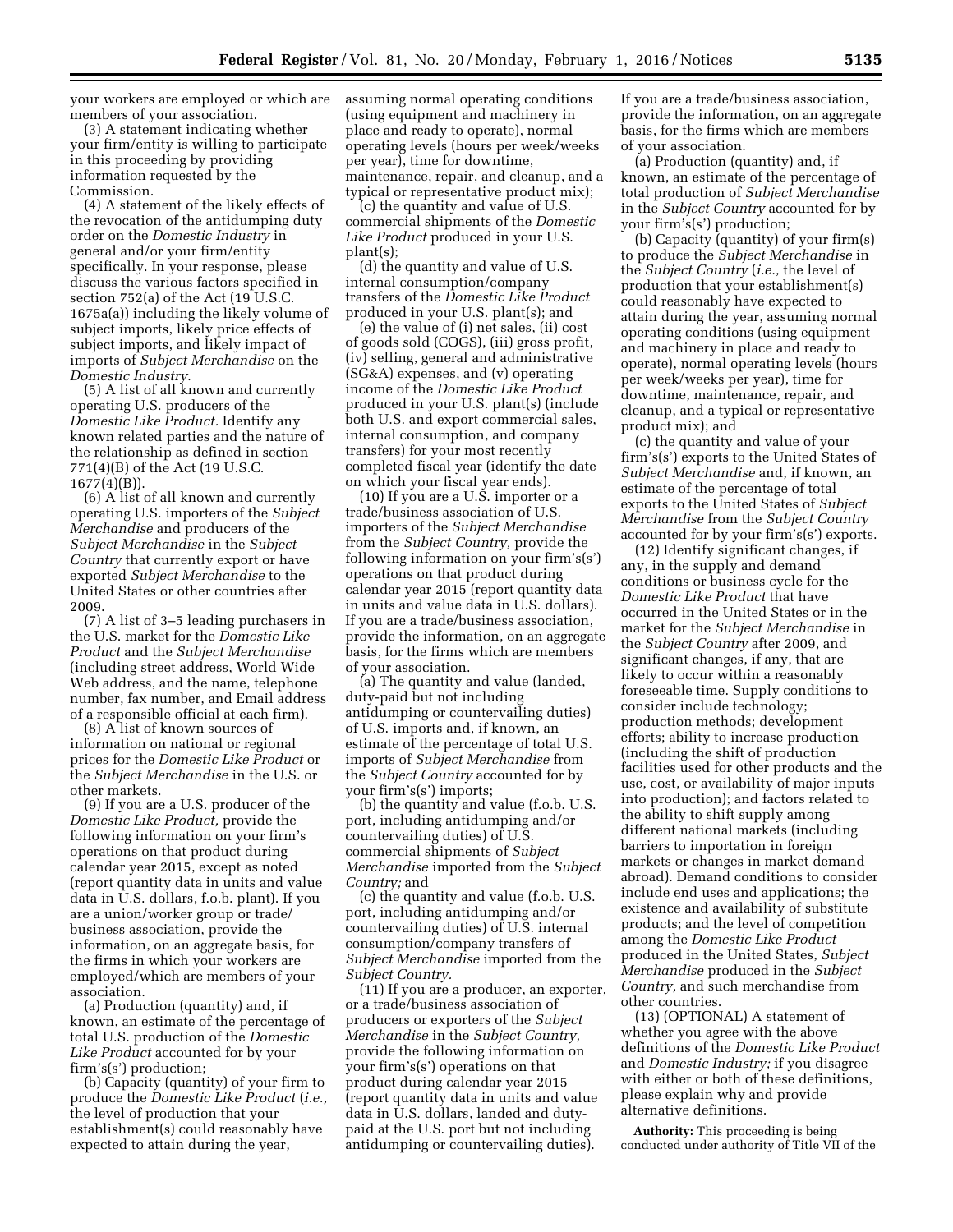your workers are employed or which are members of your association.

(3) A statement indicating whether your firm/entity is willing to participate in this proceeding by providing information requested by the Commission.

(4) A statement of the likely effects of the revocation of the antidumping duty order on the *Domestic Industry* in general and/or your firm/entity specifically. In your response, please discuss the various factors specified in section 752(a) of the Act (19 U.S.C. 1675a(a)) including the likely volume of subject imports, likely price effects of subject imports, and likely impact of imports of *Subject Merchandise* on the *Domestic Industry.*

(5) A list of all known and currently operating U.S. producers of the *Domestic Like Product.* Identify any known related parties and the nature of the relationship as defined in section 771(4)(B) of the Act (19 U.S.C. 1677(4)(B)).

(6) A list of all known and currently operating U.S. importers of the *Subject Merchandise* and producers of the *Subject Merchandise* in the *Subject Country* that currently export or have exported *Subject Merchandise* to the United States or other countries after 2009.

(7) A list of 3–5 leading purchasers in the U.S. market for the *Domestic Like Product* and the *Subject Merchandise* (including street address, World Wide Web address, and the name, telephone number, fax number, and Email address of a responsible official at each firm).

(8) A list of known sources of information on national or regional prices for the *Domestic Like Product* or the *Subject Merchandise* in the U.S. or other markets.

(9) If you are a U.S. producer of the *Domestic Like Product,* provide the following information on your firm's operations on that product during calendar year 2015, except as noted (report quantity data in units and value data in U.S. dollars, f.o.b. plant). If you are a union/worker group or trade/business association, provide the information, on an aggregate basis, for the firms in which your workers are employed/which are members of your association.

(a) Production (quantity) and, if known, an estimate of the percentage of total U.S. production of the *Domestic Like Product* accounted for by your firm's(s') production;

(b) Capacity (quantity) of your firm to produce the *Domestic Like Product* (*i.e.,* the level of production that your establishment(s) could reasonably have expected to attain during the year, assuming normal operating conditions (using equipment and machinery in place and ready to operate), normal operating levels (hours per week/weeks per year), time for downtime, maintenance, repair, and cleanup, and a typical or representative product mix);

(c) the quantity and value of U.S. commercial shipments of the *Domestic Like Product* produced in your U.S. plant(s);

(d) the quantity and value of U.S. internal consumption/company transfers of the *Domestic Like Product* produced in your U.S. plant(s); and

(e) the value of (i) net sales, (ii) cost of goods sold (COGS), (iii) gross profit, (iv) selling, general and administrative (SG&A) expenses, and (v) operating income of the *Domestic Like Product* produced in your U.S. plant(s) (include both U.S. and export commercial sales, internal consumption, and company transfers) for your most recently completed fiscal year (identify the date on which your fiscal year ends).

(10) If you are a U.S. importer or a trade/business association of U.S. importers of the *Subject Merchandise* from the *Subject Country,* provide the following information on your firm's(s') operations on that product during calendar year 2015 (report quantity data in units and value data in U.S. dollars). If you are a trade/business association, provide the information, on an aggregate basis, for the firms which are members of your association.

(a) The quantity and value (landed, duty-paid but not including antidumping or countervailing duties) of U.S. imports and, if known, an estimate of the percentage of total U.S. imports of *Subject Merchandise* from the *Subject Country* accounted for by your firm's(s') imports;

(b) the quantity and value (f.o.b. U.S. port, including antidumping and/or countervailing duties) of U.S. commercial shipments of *Subject Merchandise* imported from the *Subject Country;* and

(c) the quantity and value (f.o.b. U.S. port, including antidumping and/or countervailing duties) of U.S. internal consumption/company transfers of *Subject Merchandise* imported from the *Subject Country.*

(11) If you are a producer, an exporter, or a trade/business association of producers or exporters of the *Subject Merchandise* in the *Subject Country,* provide the following information on your firm's(s') operations on that product during calendar year 2015 (report quantity data in units and value data in U.S. dollars, landed and duty-paid at the U.S. port but not including antidumping or countervailing duties). If you are a trade/business association, provide the information, on an aggregate basis, for the firms which are members of your association.

(a) Production (quantity) and, if known, an estimate of the percentage of total production of *Subject Merchandise* in the *Subject Country* accounted for by your firm's(s') production;

(b) Capacity (quantity) of your firm(s) to produce the *Subject Merchandise* in the *Subject Country* (*i.e.,* the level of production that your establishment(s) could reasonably have expected to attain during the year, assuming normal operating conditions (using equipment and machinery in place and ready to operate), normal operating levels (hours per week/weeks per year), time for downtime, maintenance, repair, and cleanup, and a typical or representative product mix); and

(c) the quantity and value of your firm's(s') exports to the United States of *Subject Merchandise* and, if known, an estimate of the percentage of total exports to the United States of *Subject Merchandise* from the *Subject Country* accounted for by your firm's(s') exports.

(12) Identify significant changes, if any, in the supply and demand conditions or business cycle for the *Domestic Like Product* that have occurred in the United States or in the market for the *Subject Merchandise* in the *Subject Country* after 2009, and significant changes, if any, that are likely to occur within a reasonably foreseeable time. Supply conditions to consider include technology; production methods; development efforts; ability to increase production (including the shift of production facilities used for other products and the use, cost, or availability of major inputs into production); and factors related to the ability to shift supply among different national markets (including barriers to importation in foreign markets or changes in market demand abroad). Demand conditions to consider include end uses and applications; the existence and availability of substitute products; and the level of competition among the *Domestic Like Product* produced in the United States, *Subject Merchandise* produced in the *Subject Country,* and such merchandise from other countries.

(13) (OPTIONAL) A statement of whether you agree with the above definitions of the *Domestic Like Product* and *Domestic Industry;* if you disagree with either or both of these definitions, please explain why and provide alternative definitions.

**Authority:** This proceeding is being conducted under authority of Title VII of the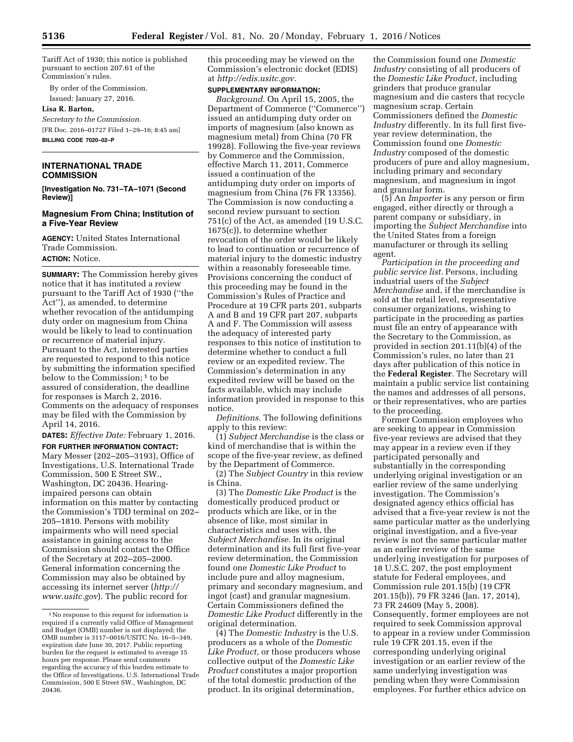Tariff Act of 1930; this notice is published pursuant to section 207.61 of the Commission's rules.

By order of the Commission.

Issued: January 27, 2016.

**Lisa R. Barton,**

*Secretary to the Commission.*

[FR Doc. 2016–01727 Filed 1–29–16; 8:45 am]

**BILLING CODE 7020–02–P**

## INTERNATIONAL TRADE COMMISSION

**[Investigation No. 731–TA–1071 (Second Review)]**

## Magnesium From China; Institution of a Five-Year Review

**AGENCY:** United States International Trade Commission.

**ACTION:** Notice.

**SUMMARY:** The Commission hereby gives notice that it has instituted a review pursuant to the Tariff Act of 1930 (''the Act''), as amended, to determine whether revocation of the antidumping duty order on magnesium from China would be likely to lead to continuation or recurrence of material injury. Pursuant to the Act, interested parties are requested to respond to this notice by submitting the information specified below to the Commission; [1] to be assured of consideration, the deadline for responses is March 2, 2016. Comments on the adequacy of responses may be filed with the Commission by April 14, 2016.

**DATES:** *Effective Date:* February 1, 2016.

**FOR FURTHER INFORMATION CONTACT:** Mary Messer (202–205–3193), Office of Investigations, U.S. International Trade Commission, 500 E Street SW., Washington, DC 20436. Hearing-impaired persons can obtain information on this matter by contacting the Commission's TDD terminal on 202–205–1810. Persons with mobility impairments who will need special assistance in gaining access to the Commission should contact the Office of the Secretary at 202–205–2000. General information concerning the Commission may also be obtained by accessing its internet server (*http://www.usitc.gov*). The public record for this proceeding may be viewed on the Commission's electronic docket (EDIS) at *http://edis.usitc.gov.*

**SUPPLEMENTARY INFORMATION:**

*Background.* On April 15, 2005, the Department of Commerce (''Commerce'') issued an antidumping duty order on imports of magnesium (also known as magnesium metal) from China (70 FR 19928). Following the five-year reviews by Commerce and the Commission, effective March 11, 2011, Commerce issued a continuation of the antidumping duty order on imports of magnesium from China (76 FR 13356). The Commission is now conducting a second review pursuant to section 751(c) of the Act, as amended (19 U.S.C. 1675(c)), to determine whether revocation of the order would be likely to lead to continuation or recurrence of material injury to the domestic industry within a reasonably foreseeable time. Provisions concerning the conduct of this proceeding may be found in the Commission's Rules of Practice and Procedure at 19 CFR parts 201, subparts A and B and 19 CFR part 207, subparts A and F. The Commission will assess the adequacy of interested party responses to this notice of institution to determine whether to conduct a full review or an expedited review. The Commission's determination in any expedited review will be based on the facts available, which may include information provided in response to this notice.

*Definitions.* The following definitions apply to this review:

(1) *Subject Merchandise* is the class or kind of merchandise that is within the scope of the five-year review, as defined by the Department of Commerce.

(2) The *Subject Country* in this review is China.

(3) The *Domestic Like Product* is the domestically produced product or products which are like, or in the absence of like, most similar in characteristics and uses with, the *Subject Merchandise.* In its original determination and its full first five-year review determination, the Commission found one *Domestic Like Product* to include pure and alloy magnesium, primary and secondary magnesium, and ingot (cast) and granular magnesium. Certain Commissioners defined the *Domestic Like Product* differently in the original determination.

(4) The *Domestic Industry* is the U.S. producers as a whole of the *Domestic Like Product,* or those producers whose collective output of the *Domestic Like Product* constitutes a major proportion of the total domestic production of the product. In its original determination, the Commission found one *Domestic Industry* consisting of all producers of the *Domestic Like Product,* including grinders that produce granular magnesium and die casters that recycle magnesium scrap. Certain Commissioners defined the *Domestic Industry* differently. In its full first five-year review determination, the Commission found one *Domestic Industry* composed of the domestic producers of pure and alloy magnesium, including primary and secondary magnesium, and magnesium in ingot and granular form.

(5) An *Importer* is any person or firm engaged, either directly or through a parent company or subsidiary, in importing the *Subject Merchandise* into the United States from a foreign manufacturer or through its selling agent.

*Participation in the proceeding and public service list.* Persons, including industrial users of the *Subject Merchandise* and, if the merchandise is sold at the retail level, representative consumer organizations, wishing to participate in the proceeding as parties must file an entry of appearance with the Secretary to the Commission, as provided in section 201.11(b)(4) of the Commission's rules, no later than 21 days after publication of this notice in the **Federal Register**. The Secretary will maintain a public service list containing the names and addresses of all persons, or their representatives, who are parties to the proceeding.

Former Commission employees who are seeking to appear in Commission five-year reviews are advised that they may appear in a review even if they participated personally and substantially in the corresponding underlying original investigation or an earlier review of the same underlying investigation. The Commission's designated agency ethics official has advised that a five-year review is not the same particular matter as the underlying original investigation, and a five-year review is not the same particular matter as an earlier review of the same underlying investigation for purposes of 18 U.S.C. 207, the post employment statute for Federal employees, and Commission rule 201.15(b) (19 CFR 201.15(b)), 79 FR 3246 (Jan. 17, 2014), 73 FR 24609 (May 5, 2008). Consequently, former employees are not required to seek Commission approval to appear in a review under Commission rule 19 CFR 201.15, even if the corresponding underlying original investigation or an earlier review of the same underlying investigation was pending when they were Commission employees. For further ethics advice on

---

[1] No response to this request for information is required if a currently valid Office of Management and Budget (OMB) number is not displayed; the OMB number is 3117–0016/USITC No. 16–5–349, expiration date June 30, 2017. Public reporting burden for the request is estimated to average 15 hours per response. Please send comments regarding the accuracy of this burden estimate to the Office of Investigations, U.S. International Trade Commission, 500 E Street SW., Washington, DC 20436.